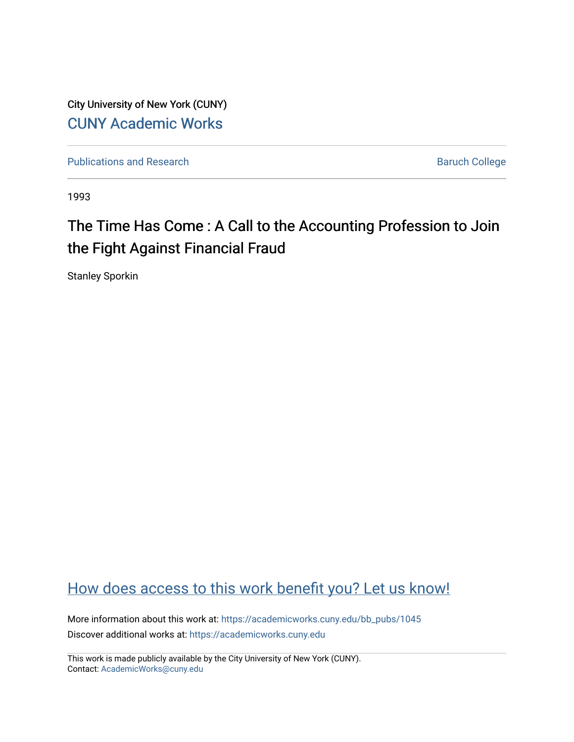City University of New York (CUNY)

CUNY Academic Works

Publications and Research

Baruch College

1993

# The Time Has Come : A Call to the Accounting Profession to Join the Fight Against Financial Fraud

Stanley Sporkin

How does access to this work benefit you? Let us know!

More information about this work at: https://academicworks.cuny.edu/bb_pubs/1045

Discover additional works at: https://academicworks.cuny.edu

This work is made publicly available by the City University of New York (CUNY).
Contact: AcademicWorks@cuny.edu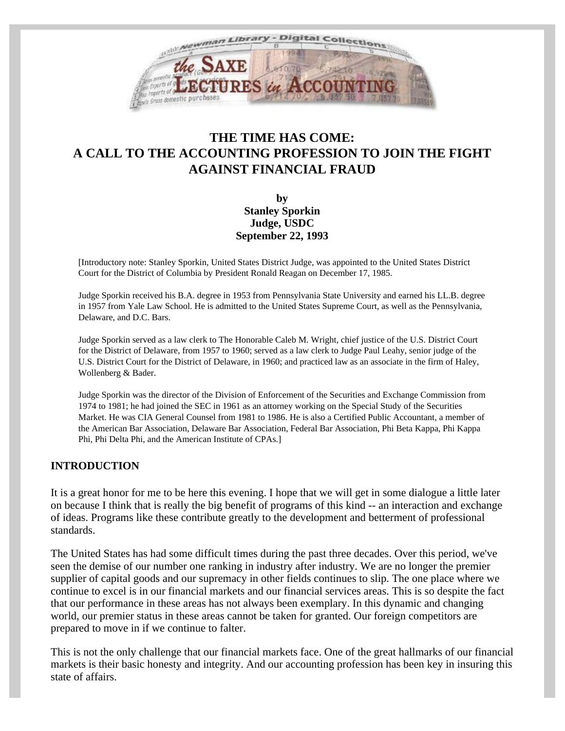# THE TIME HAS COME: A CALL TO THE ACCOUNTING PROFESSION TO JOIN THE FIGHT AGAINST FINANCIAL FRAUD

**by**
**Stanley Sporkin**
**Judge, USDC**
**September 22, 1993**

[Introductory note: Stanley Sporkin, United States District Judge, was appointed to the United States District Court for the District of Columbia by President Ronald Reagan on December 17, 1985.

Judge Sporkin received his B.A. degree in 1953 from Pennsylvania State University and earned his LL.B. degree in 1957 from Yale Law School. He is admitted to the United States Supreme Court, as well as the Pennsylvania, Delaware, and D.C. Bars.

Judge Sporkin served as a law clerk to The Honorable Caleb M. Wright, chief justice of the U.S. District Court for the District of Delaware, from 1957 to 1960; served as a law clerk to Judge Paul Leahy, senior judge of the U.S. District Court for the District of Delaware, in 1960; and practiced law as an associate in the firm of Haley, Wollenberg & Bader.

Judge Sporkin was the director of the Division of Enforcement of the Securities and Exchange Commission from 1974 to 1981; he had joined the SEC in 1961 as an attorney working on the Special Study of the Securities Market. He was CIA General Counsel from 1981 to 1986. He is also a Certified Public Accountant, a member of the American Bar Association, Delaware Bar Association, Federal Bar Association, Phi Beta Kappa, Phi Kappa Phi, Phi Delta Phi, and the American Institute of CPAs.]

## INTRODUCTION

It is a great honor for me to be here this evening. I hope that we will get in some dialogue a little later on because I think that is really the big benefit of programs of this kind -- an interaction and exchange of ideas. Programs like these contribute greatly to the development and betterment of professional standards.

The United States has had some difficult times during the past three decades. Over this period, we've seen the demise of our number one ranking in industry after industry. We are no longer the premier supplier of capital goods and our supremacy in other fields continues to slip. The one place where we continue to excel is in our financial markets and our financial services areas. This is so despite the fact that our performance in these areas has not always been exemplary. In this dynamic and changing world, our premier status in these areas cannot be taken for granted. Our foreign competitors are prepared to move in if we continue to falter.

This is not the only challenge that our financial markets face. One of the great hallmarks of our financial markets is their basic honesty and integrity. And our accounting profession has been key in insuring this state of affairs.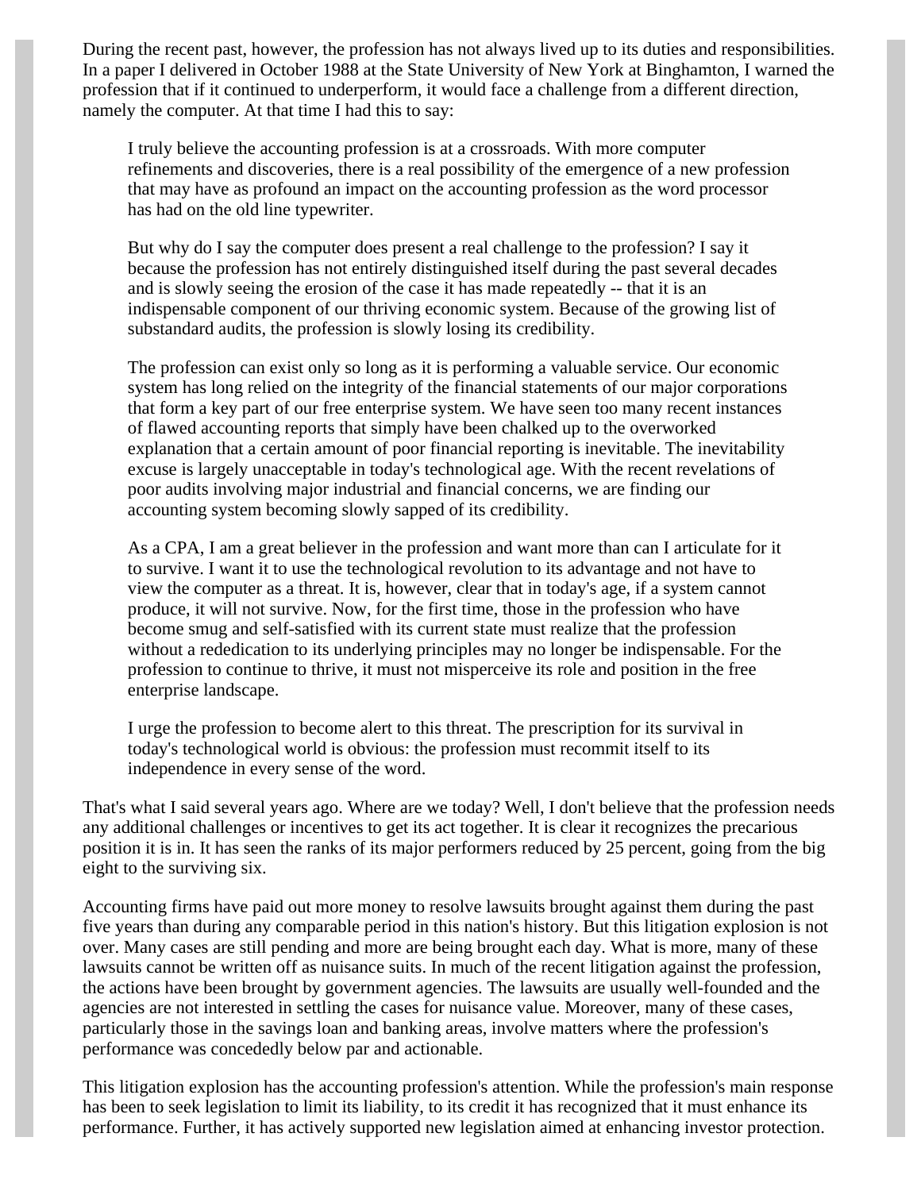During the recent past, however, the profession has not always lived up to its duties and responsibilities. In a paper I delivered in October 1988 at the State University of New York at Binghamton, I warned the profession that if it continued to underperform, it would face a challenge from a different direction, namely the computer. At that time I had this to say:

> I truly believe the accounting profession is at a crossroads. With more computer refinements and discoveries, there is a real possibility of the emergence of a new profession that may have as profound an impact on the accounting profession as the word processor has had on the old line typewriter.
>
> But why do I say the computer does present a real challenge to the profession? I say it because the profession has not entirely distinguished itself during the past several decades and is slowly seeing the erosion of the case it has made repeatedly -- that it is an indispensable component of our thriving economic system. Because of the growing list of substandard audits, the profession is slowly losing its credibility.
>
> The profession can exist only so long as it is performing a valuable service. Our economic system has long relied on the integrity of the financial statements of our major corporations that form a key part of our free enterprise system. We have seen too many recent instances of flawed accounting reports that simply have been chalked up to the overworked explanation that a certain amount of poor financial reporting is inevitable. The inevitability excuse is largely unacceptable in today's technological age. With the recent revelations of poor audits involving major industrial and financial concerns, we are finding our accounting system becoming slowly sapped of its credibility.
>
> As a CPA, I am a great believer in the profession and want more than can I articulate for it to survive. I want it to use the technological revolution to its advantage and not have to view the computer as a threat. It is, however, clear that in today's age, if a system cannot produce, it will not survive. Now, for the first time, those in the profession who have become smug and self-satisfied with its current state must realize that the profession without a rededication to its underlying principles may no longer be indispensable. For the profession to continue to thrive, it must not misperceive its role and position in the free enterprise landscape.
>
> I urge the profession to become alert to this threat. The prescription for its survival in today's technological world is obvious: the profession must recommit itself to its independence in every sense of the word.

That's what I said several years ago. Where are we today? Well, I don't believe that the profession needs any additional challenges or incentives to get its act together. It is clear it recognizes the precarious position it is in. It has seen the ranks of its major performers reduced by 25 percent, going from the big eight to the surviving six.

Accounting firms have paid out more money to resolve lawsuits brought against them during the past five years than during any comparable period in this nation's history. But this litigation explosion is not over. Many cases are still pending and more are being brought each day. What is more, many of these lawsuits cannot be written off as nuisance suits. In much of the recent litigation against the profession, the actions have been brought by government agencies. The lawsuits are usually well-founded and the agencies are not interested in settling the cases for nuisance value. Moreover, many of these cases, particularly those in the savings loan and banking areas, involve matters where the profession's performance was concededly below par and actionable.

This litigation explosion has the accounting profession's attention. While the profession's main response has been to seek legislation to limit its liability, to its credit it has recognized that it must enhance its performance. Further, it has actively supported new legislation aimed at enhancing investor protection.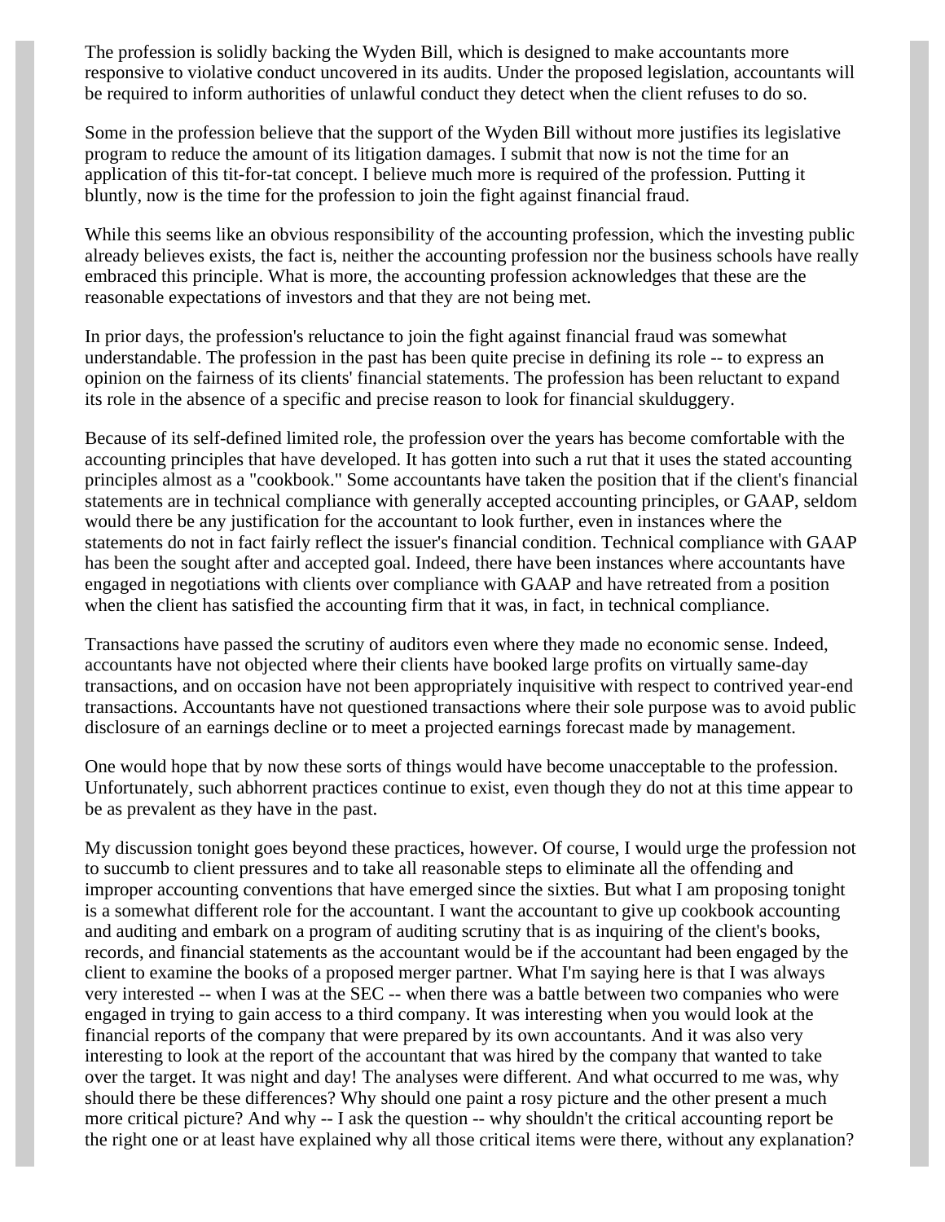The profession is solidly backing the Wyden Bill, which is designed to make accountants more responsive to violative conduct uncovered in its audits. Under the proposed legislation, accountants will be required to inform authorities of unlawful conduct they detect when the client refuses to do so.

Some in the profession believe that the support of the Wyden Bill without more justifies its legislative program to reduce the amount of its litigation damages. I submit that now is not the time for an application of this tit-for-tat concept. I believe much more is required of the profession. Putting it bluntly, now is the time for the profession to join the fight against financial fraud.

While this seems like an obvious responsibility of the accounting profession, which the investing public already believes exists, the fact is, neither the accounting profession nor the business schools have really embraced this principle. What is more, the accounting profession acknowledges that these are the reasonable expectations of investors and that they are not being met.

In prior days, the profession's reluctance to join the fight against financial fraud was somewhat understandable. The profession in the past has been quite precise in defining its role -- to express an opinion on the fairness of its clients' financial statements. The profession has been reluctant to expand its role in the absence of a specific and precise reason to look for financial skulduggery.

Because of its self-defined limited role, the profession over the years has become comfortable with the accounting principles that have developed. It has gotten into such a rut that it uses the stated accounting principles almost as a "cookbook." Some accountants have taken the position that if the client's financial statements are in technical compliance with generally accepted accounting principles, or GAAP, seldom would there be any justification for the accountant to look further, even in instances where the statements do not in fact fairly reflect the issuer's financial condition. Technical compliance with GAAP has been the sought after and accepted goal. Indeed, there have been instances where accountants have engaged in negotiations with clients over compliance with GAAP and have retreated from a position when the client has satisfied the accounting firm that it was, in fact, in technical compliance.

Transactions have passed the scrutiny of auditors even where they made no economic sense. Indeed, accountants have not objected where their clients have booked large profits on virtually same-day transactions, and on occasion have not been appropriately inquisitive with respect to contrived year-end transactions. Accountants have not questioned transactions where their sole purpose was to avoid public disclosure of an earnings decline or to meet a projected earnings forecast made by management.

One would hope that by now these sorts of things would have become unacceptable to the profession. Unfortunately, such abhorrent practices continue to exist, even though they do not at this time appear to be as prevalent as they have in the past.

My discussion tonight goes beyond these practices, however. Of course, I would urge the profession not to succumb to client pressures and to take all reasonable steps to eliminate all the offending and improper accounting conventions that have emerged since the sixties. But what I am proposing tonight is a somewhat different role for the accountant. I want the accountant to give up cookbook accounting and auditing and embark on a program of auditing scrutiny that is as inquiring of the client's books, records, and financial statements as the accountant would be if the accountant had been engaged by the client to examine the books of a proposed merger partner. What I'm saying here is that I was always very interested -- when I was at the SEC -- when there was a battle between two companies who were engaged in trying to gain access to a third company. It was interesting when you would look at the financial reports of the company that were prepared by its own accountants. And it was also very interesting to look at the report of the accountant that was hired by the company that wanted to take over the target. It was night and day! The analyses were different. And what occurred to me was, why should there be these differences? Why should one paint a rosy picture and the other present a much more critical picture? And why -- I ask the question -- why shouldn't the critical accounting report be the right one or at least have explained why all those critical items were there, without any explanation?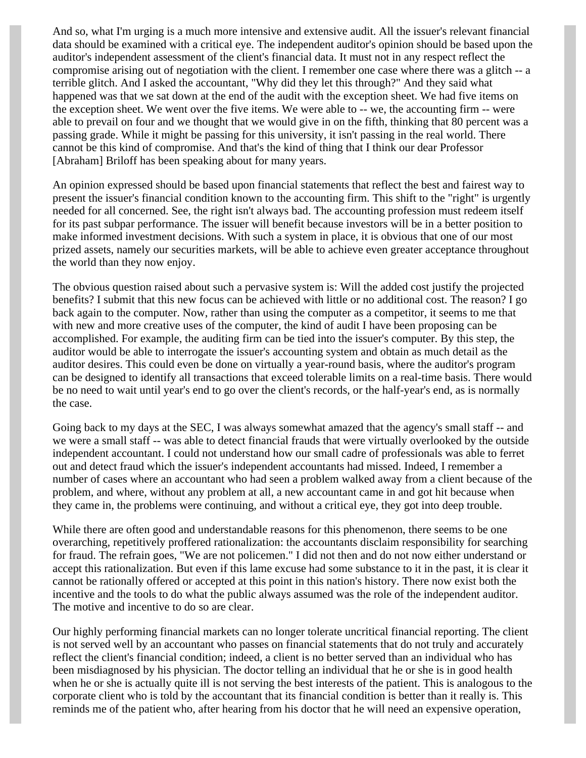And so, what I'm urging is a much more intensive and extensive audit. All the issuer's relevant financial data should be examined with a critical eye. The independent auditor's opinion should be based upon the auditor's independent assessment of the client's financial data. It must not in any respect reflect the compromise arising out of negotiation with the client. I remember one case where there was a glitch -- a terrible glitch. And I asked the accountant, "Why did they let this through?" And they said what happened was that we sat down at the end of the audit with the exception sheet. We had five items on the exception sheet. We went over the five items. We were able to -- we, the accounting firm -- were able to prevail on four and we thought that we would give in on the fifth, thinking that 80 percent was a passing grade. While it might be passing for this university, it isn't passing in the real world. There cannot be this kind of compromise. And that's the kind of thing that I think our dear Professor [Abraham] Briloff has been speaking about for many years.

An opinion expressed should be based upon financial statements that reflect the best and fairest way to present the issuer's financial condition known to the accounting firm. This shift to the "right" is urgently needed for all concerned. See, the right isn't always bad. The accounting profession must redeem itself for its past subpar performance. The issuer will benefit because investors will be in a better position to make informed investment decisions. With such a system in place, it is obvious that one of our most prized assets, namely our securities markets, will be able to achieve even greater acceptance throughout the world than they now enjoy.

The obvious question raised about such a pervasive system is: Will the added cost justify the projected benefits? I submit that this new focus can be achieved with little or no additional cost. The reason? I go back again to the computer. Now, rather than using the computer as a competitor, it seems to me that with new and more creative uses of the computer, the kind of audit I have been proposing can be accomplished. For example, the auditing firm can be tied into the issuer's computer. By this step, the auditor would be able to interrogate the issuer's accounting system and obtain as much detail as the auditor desires. This could even be done on virtually a year-round basis, where the auditor's program can be designed to identify all transactions that exceed tolerable limits on a real-time basis. There would be no need to wait until year's end to go over the client's records, or the half-year's end, as is normally the case.

Going back to my days at the SEC, I was always somewhat amazed that the agency's small staff -- and we were a small staff -- was able to detect financial frauds that were virtually overlooked by the outside independent accountant. I could not understand how our small cadre of professionals was able to ferret out and detect fraud which the issuer's independent accountants had missed. Indeed, I remember a number of cases where an accountant who had seen a problem walked away from a client because of the problem, and where, without any problem at all, a new accountant came in and got hit because when they came in, the problems were continuing, and without a critical eye, they got into deep trouble.

While there are often good and understandable reasons for this phenomenon, there seems to be one overarching, repetitively proffered rationalization: the accountants disclaim responsibility for searching for fraud. The refrain goes, "We are not policemen." I did not then and do not now either understand or accept this rationalization. But even if this lame excuse had some substance to it in the past, it is clear it cannot be rationally offered or accepted at this point in this nation's history. There now exist both the incentive and the tools to do what the public always assumed was the role of the independent auditor. The motive and incentive to do so are clear.

Our highly performing financial markets can no longer tolerate uncritical financial reporting. The client is not served well by an accountant who passes on financial statements that do not truly and accurately reflect the client's financial condition; indeed, a client is no better served than an individual who has been misdiagnosed by his physician. The doctor telling an individual that he or she is in good health when he or she is actually quite ill is not serving the best interests of the patient. This is analogous to the corporate client who is told by the accountant that its financial condition is better than it really is. This reminds me of the patient who, after hearing from his doctor that he will need an expensive operation,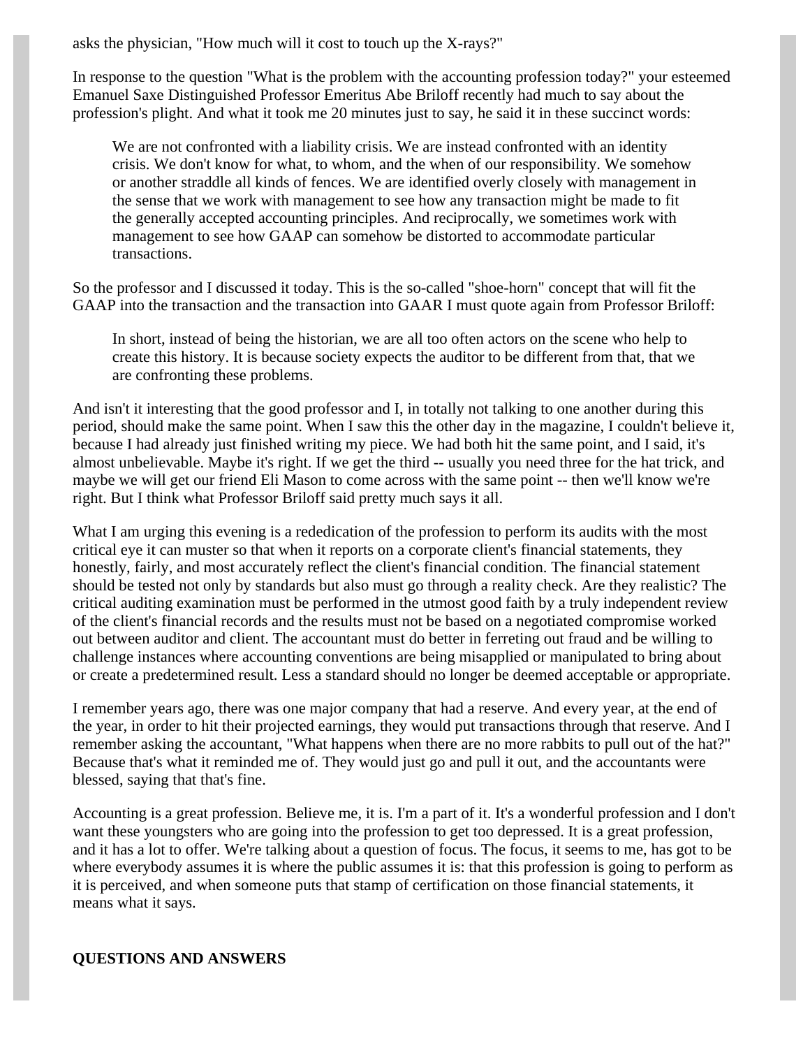asks the physician, "How much will it cost to touch up the X-rays?"

In response to the question "What is the problem with the accounting profession today?" your esteemed Emanuel Saxe Distinguished Professor Emeritus Abe Briloff recently had much to say about the profession's plight. And what it took me 20 minutes just to say, he said it in these succinct words:

> We are not confronted with a liability crisis. We are instead confronted with an identity crisis. We don't know for what, to whom, and the when of our responsibility. We somehow or another straddle all kinds of fences. We are identified overly closely with management in the sense that we work with management to see how any transaction might be made to fit the generally accepted accounting principles. And reciprocally, we sometimes work with management to see how GAAP can somehow be distorted to accommodate particular transactions.

So the professor and I discussed it today. This is the so-called "shoe-horn" concept that will fit the GAAP into the transaction and the transaction into GAAR I must quote again from Professor Briloff:

> In short, instead of being the historian, we are all too often actors on the scene who help to create this history. It is because society expects the auditor to be different from that, that we are confronting these problems.

And isn't it interesting that the good professor and I, in totally not talking to one another during this period, should make the same point. When I saw this the other day in the magazine, I couldn't believe it, because I had already just finished writing my piece. We had both hit the same point, and I said, it's almost unbelievable. Maybe it's right. If we get the third -- usually you need three for the hat trick, and maybe we will get our friend Eli Mason to come across with the same point -- then we'll know we're right. But I think what Professor Briloff said pretty much says it all.

What I am urging this evening is a rededication of the profession to perform its audits with the most critical eye it can muster so that when it reports on a corporate client's financial statements, they honestly, fairly, and most accurately reflect the client's financial condition. The financial statement should be tested not only by standards but also must go through a reality check. Are they realistic? The critical auditing examination must be performed in the utmost good faith by a truly independent review of the client's financial records and the results must not be based on a negotiated compromise worked out between auditor and client. The accountant must do better in ferreting out fraud and be willing to challenge instances where accounting conventions are being misapplied or manipulated to bring about or create a predetermined result. Less a standard should no longer be deemed acceptable or appropriate.

I remember years ago, there was one major company that had a reserve. And every year, at the end of the year, in order to hit their projected earnings, they would put transactions through that reserve. And I remember asking the accountant, "What happens when there are no more rabbits to pull out of the hat?" Because that's what it reminded me of. They would just go and pull it out, and the accountants were blessed, saying that that's fine.

Accounting is a great profession. Believe me, it is. I'm a part of it. It's a wonderful profession and I don't want these youngsters who are going into the profession to get too depressed. It is a great profession, and it has a lot to offer. We're talking about a question of focus. The focus, it seems to me, has got to be where everybody assumes it is where the public assumes it is: that this profession is going to perform as it is perceived, and when someone puts that stamp of certification on those financial statements, it means what it says.

**QUESTIONS AND ANSWERS**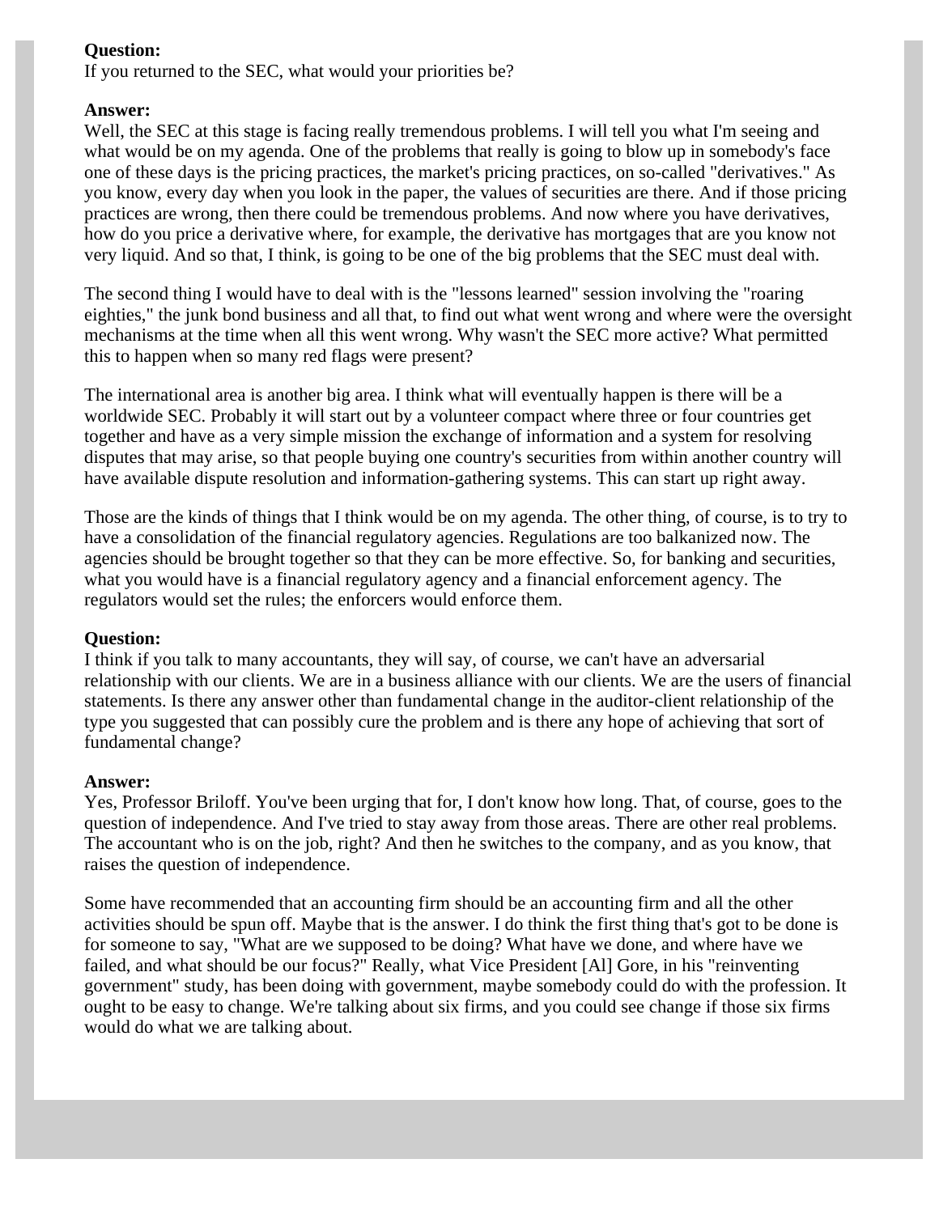**Question:**
If you returned to the SEC, what would your priorities be?

**Answer:**
Well, the SEC at this stage is facing really tremendous problems. I will tell you what I'm seeing and what would be on my agenda. One of the problems that really is going to blow up in somebody's face one of these days is the pricing practices, the market's pricing practices, on so-called "derivatives." As you know, every day when you look in the paper, the values of securities are there. And if those pricing practices are wrong, then there could be tremendous problems. And now where you have derivatives, how do you price a derivative where, for example, the derivative has mortgages that are you know not very liquid. And so that, I think, is going to be one of the big problems that the SEC must deal with.

The second thing I would have to deal with is the "lessons learned" session involving the "roaring eighties," the junk bond business and all that, to find out what went wrong and where were the oversight mechanisms at the time when all this went wrong. Why wasn't the SEC more active? What permitted this to happen when so many red flags were present?

The international area is another big area. I think what will eventually happen is there will be a worldwide SEC. Probably it will start out by a volunteer compact where three or four countries get together and have as a very simple mission the exchange of information and a system for resolving disputes that may arise, so that people buying one country's securities from within another country will have available dispute resolution and information-gathering systems. This can start up right away.

Those are the kinds of things that I think would be on my agenda. The other thing, of course, is to try to have a consolidation of the financial regulatory agencies. Regulations are too balkanized now. The agencies should be brought together so that they can be more effective. So, for banking and securities, what you would have is a financial regulatory agency and a financial enforcement agency. The regulators would set the rules; the enforcers would enforce them.

**Question:**
I think if you talk to many accountants, they will say, of course, we can't have an adversarial relationship with our clients. We are in a business alliance with our clients. We are the users of financial statements. Is there any answer other than fundamental change in the auditor-client relationship of the type you suggested that can possibly cure the problem and is there any hope of achieving that sort of fundamental change?

**Answer:**
Yes, Professor Briloff. You've been urging that for, I don't know how long. That, of course, goes to the question of independence. And I've tried to stay away from those areas. There are other real problems. The accountant who is on the job, right? And then he switches to the company, and as you know, that raises the question of independence.

Some have recommended that an accounting firm should be an accounting firm and all the other activities should be spun off. Maybe that is the answer. I do think the first thing that's got to be done is for someone to say, "What are we supposed to be doing? What have we done, and where have we failed, and what should be our focus?" Really, what Vice President [Al] Gore, in his "reinventing government" study, has been doing with government, maybe somebody could do with the profession. It ought to be easy to change. We're talking about six firms, and you could see change if those six firms would do what we are talking about.